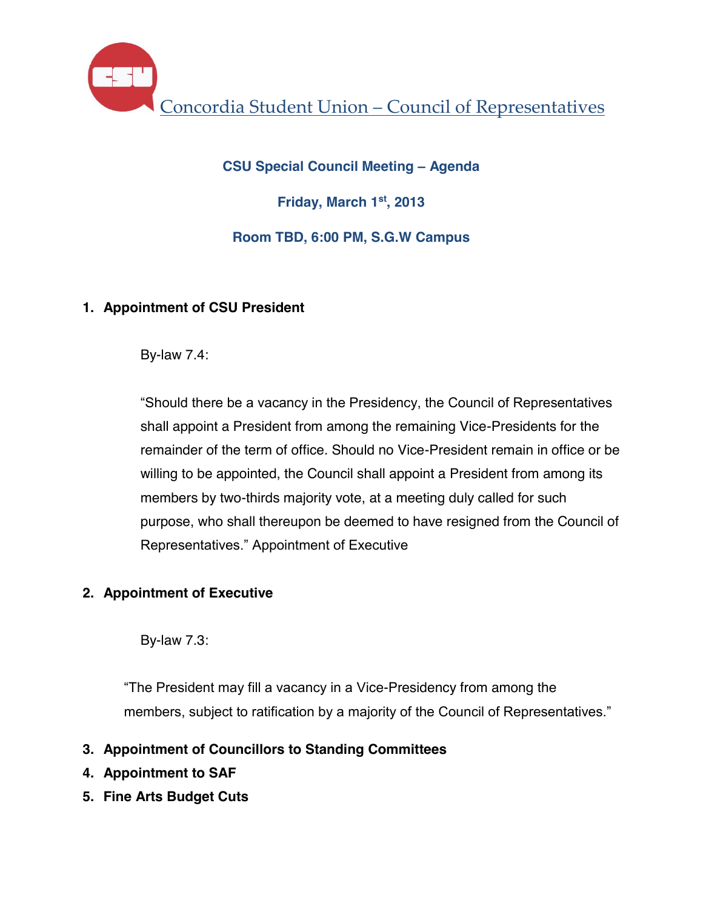# Concordia Student Union – Council of Representatives

## CSU Special Council Meeting – Agenda

**Friday, March 1st, 2013**

**Room TBD, 6:00 PM, S.G.W Campus**

1. **Appointment of CSU President**

   By-law 7.4:

   "Should there be a vacancy in the Presidency, the Council of Representatives shall appoint a President from among the remaining Vice-Presidents for the remainder of the term of office. Should no Vice-President remain in office or be willing to be appointed, the Council shall appoint a President from among its members by two-thirds majority vote, at a meeting duly called for such purpose, who shall thereupon be deemed to have resigned from the Council of Representatives." Appointment of Executive

2. **Appointment of Executive**

   By-law 7.3:

   "The President may fill a vacancy in a Vice-Presidency from among the members, subject to ratification by a majority of the Council of Representatives."

3. **Appointment of Councillors to Standing Committees**
4. **Appointment to SAF**
5. **Fine Arts Budget Cuts**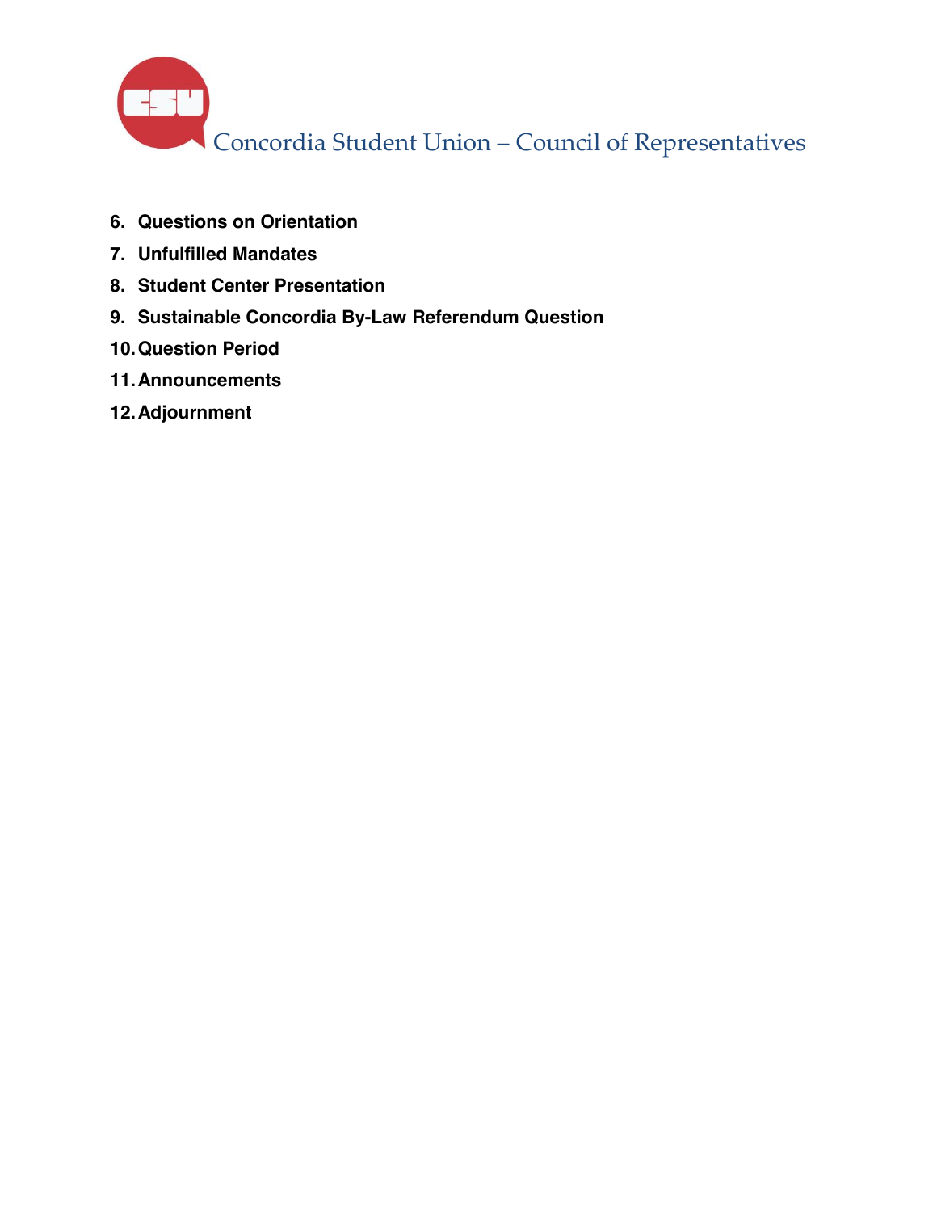6. **Questions on Orientation**
7. **Unfulfilled Mandates**
8. **Student Center Presentation**
9. **Sustainable Concordia By-Law Referendum Question**
10. **Question Period**
11. **Announcements**
12. **Adjournment**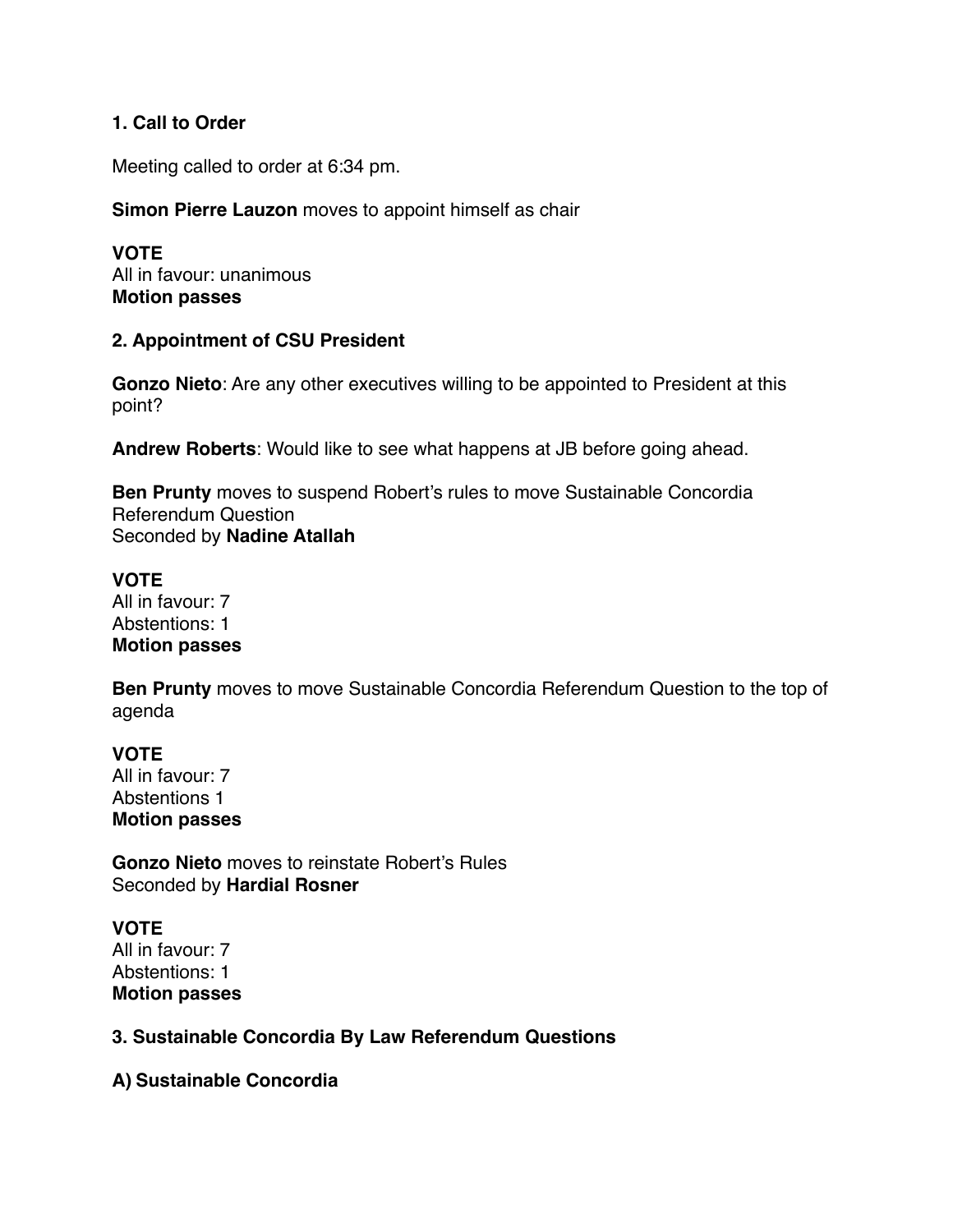**1. Call to Order**

Meeting called to order at 6:34 pm.

**Simon Pierre Lauzon** moves to appoint himself as chair

**VOTE**
All in favour: unanimous
**Motion passes**

**2. Appointment of CSU President**

**Gonzo Nieto**: Are any other executives willing to be appointed to President at this point?

**Andrew Roberts**: Would like to see what happens at JB before going ahead.

**Ben Prunty** moves to suspend Robert's rules to move Sustainable Concordia Referendum Question
Seconded by **Nadine Atallah**

**VOTE**
All in favour: 7
Abstentions: 1
**Motion passes**

**Ben Prunty** moves to move Sustainable Concordia Referendum Question to the top of agenda

**VOTE**
All in favour: 7
Abstentions 1
**Motion passes**

**Gonzo Nieto** moves to reinstate Robert's Rules
Seconded by **Hardial Rosner**

**VOTE**
All in favour: 7
Abstentions: 1
**Motion passes**

**3. Sustainable Concordia By Law Referendum Questions**

**A) Sustainable Concordia**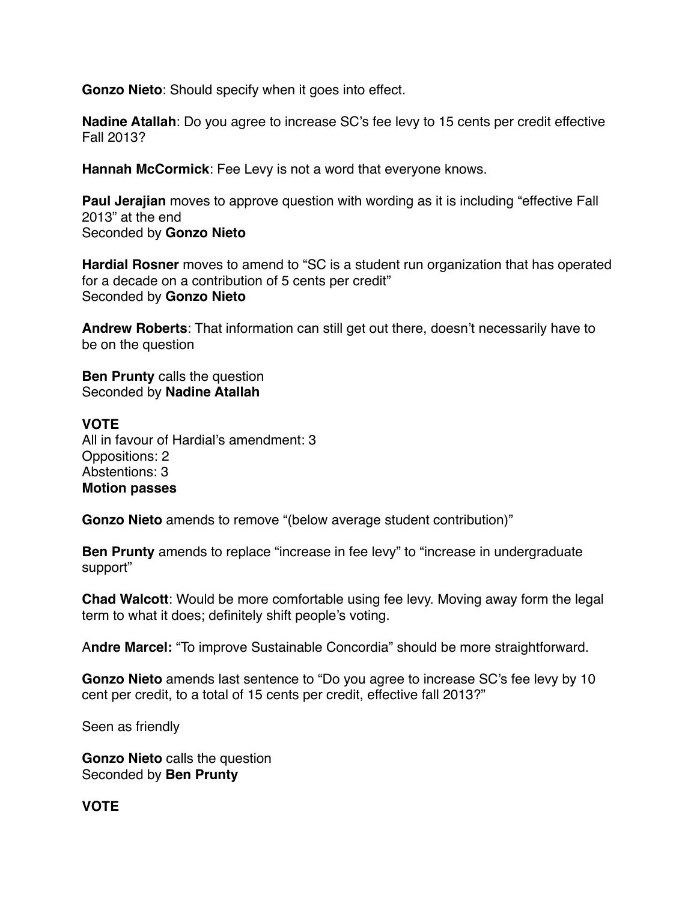**Gonzo Nieto**: Should specify when it goes into effect.

**Nadine Atallah**: Do you agree to increase SC's fee levy to 15 cents per credit effective Fall 2013?

**Hannah McCormick**: Fee Levy is not a word that everyone knows.

**Paul Jerajian** moves to approve question with wording as it is including "effective Fall 2013" at the end
Seconded by **Gonzo Nieto**

**Hardial Rosner** moves to amend to "SC is a student run organization that has operated for a decade on a contribution of 5 cents per credit"
Seconded by **Gonzo Nieto**

**Andrew Roberts**: That information can still get out there, doesn't necessarily have to be on the question

**Ben Prunty** calls the question
Seconded by **Nadine Atallah**

**VOTE**
All in favour of Hardial's amendment: 3
Oppositions: 2
Abstentions: 3
**Motion passes**

**Gonzo Nieto** amends to remove "(below average student contribution)"

**Ben Prunty** amends to replace "increase in fee levy" to "increase in undergraduate support"

**Chad Walcott**: Would be more comfortable using fee levy. Moving away form the legal term to what it does; definitely shift people's voting.

A**ndre Marcel:** "To improve Sustainable Concordia" should be more straightforward.

**Gonzo Nieto** amends last sentence to "Do you agree to increase SC's fee levy by 10 cent per credit, to a total of 15 cents per credit, effective fall 2013?"

Seen as friendly

**Gonzo Nieto** calls the question
Seconded by **Ben Prunty**

**VOTE**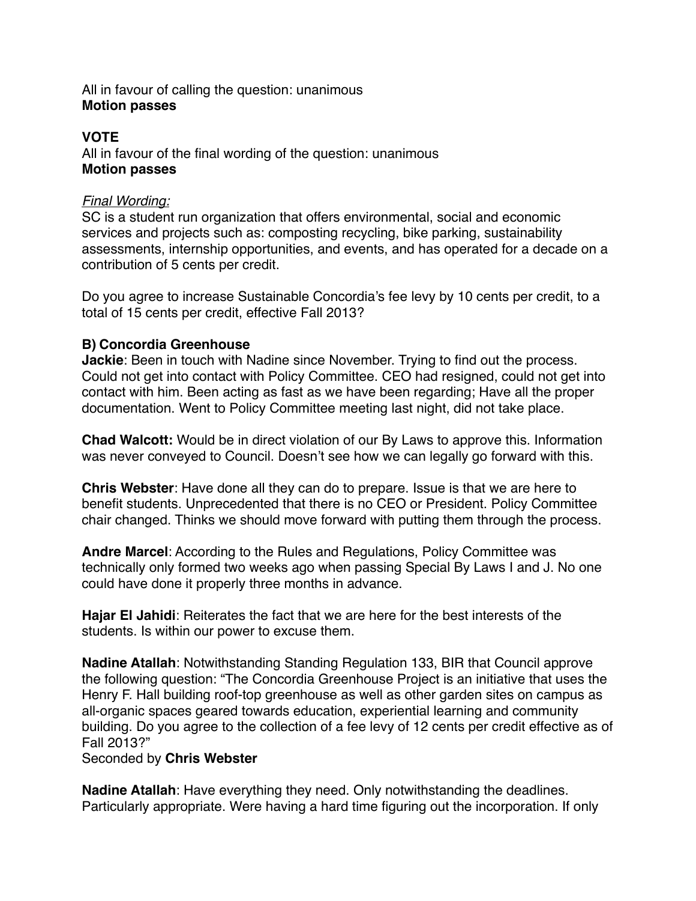All in favour of calling the question: unanimous
**Motion passes**

**VOTE**
All in favour of the final wording of the question: unanimous
**Motion passes**

*Final Wording:*
SC is a student run organization that offers environmental, social and economic services and projects such as: composting recycling, bike parking, sustainability assessments, internship opportunities, and events, and has operated for a decade on a contribution of 5 cents per credit.

Do you agree to increase Sustainable Concordia's fee levy by 10 cents per credit, to a total of 15 cents per credit, effective Fall 2013?

**B) Concordia Greenhouse**
**Jackie**: Been in touch with Nadine since November. Trying to find out the process. Could not get into contact with Policy Committee. CEO had resigned, could not get into contact with him. Been acting as fast as we have been regarding; Have all the proper documentation. Went to Policy Committee meeting last night, did not take place.

**Chad Walcott:** Would be in direct violation of our By Laws to approve this. Information was never conveyed to Council. Doesn't see how we can legally go forward with this.

**Chris Webster**: Have done all they can do to prepare. Issue is that we are here to benefit students. Unprecedented that there is no CEO or President. Policy Committee chair changed. Thinks we should move forward with putting them through the process.

**Andre Marcel**: According to the Rules and Regulations, Policy Committee was technically only formed two weeks ago when passing Special By Laws I and J. No one could have done it properly three months in advance.

**Hajar El Jahidi**: Reiterates the fact that we are here for the best interests of the students. Is within our power to excuse them.

**Nadine Atallah**: Notwithstanding Standing Regulation 133, BIR that Council approve the following question: "The Concordia Greenhouse Project is an initiative that uses the Henry F. Hall building roof-top greenhouse as well as other garden sites on campus as all-organic spaces geared towards education, experiential learning and community building. Do you agree to the collection of a fee levy of 12 cents per credit effective as of Fall 2013?"
Seconded by **Chris Webster**

**Nadine Atallah**: Have everything they need. Only notwithstanding the deadlines. Particularly appropriate. Were having a hard time figuring out the incorporation. If only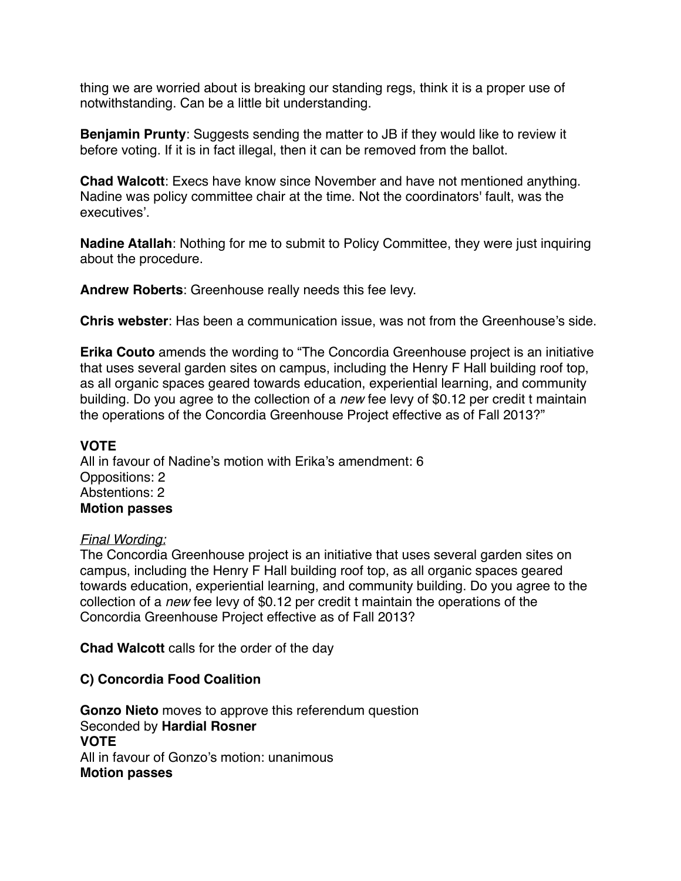thing we are worried about is breaking our standing regs, think it is a proper use of notwithstanding. Can be a little bit understanding.

**Benjamin Prunty**: Suggests sending the matter to JB if they would like to review it before voting. If it is in fact illegal, then it can be removed from the ballot.

**Chad Walcott**: Execs have know since November and have not mentioned anything. Nadine was policy committee chair at the time. Not the coordinators' fault, was the executives'.

**Nadine Atallah**: Nothing for me to submit to Policy Committee, they were just inquiring about the procedure.

**Andrew Roberts**: Greenhouse really needs this fee levy.

**Chris webster**: Has been a communication issue, was not from the Greenhouse's side.

**Erika Couto** amends the wording to "The Concordia Greenhouse project is an initiative that uses several garden sites on campus, including the Henry F Hall building roof top, as all organic spaces geared towards education, experiential learning, and community building. Do you agree to the collection of a *new* fee levy of $0.12 per credit t maintain the operations of the Concordia Greenhouse Project effective as of Fall 2013?"

**VOTE**
All in favour of Nadine's motion with Erika's amendment: 6
Oppositions: 2
Abstentions: 2
**Motion passes**

<u>*Final Wording:*</u>
The Concordia Greenhouse project is an initiative that uses several garden sites on campus, including the Henry F Hall building roof top, as all organic spaces geared towards education, experiential learning, and community building. Do you agree to the collection of a *new* fee levy of $0.12 per credit t maintain the operations of the Concordia Greenhouse Project effective as of Fall 2013?

**Chad Walcott** calls for the order of the day

**C) Concordia Food Coalition**

**Gonzo Nieto** moves to approve this referendum question
Seconded by **Hardial Rosner**
**VOTE**
All in favour of Gonzo's motion: unanimous
**Motion passes**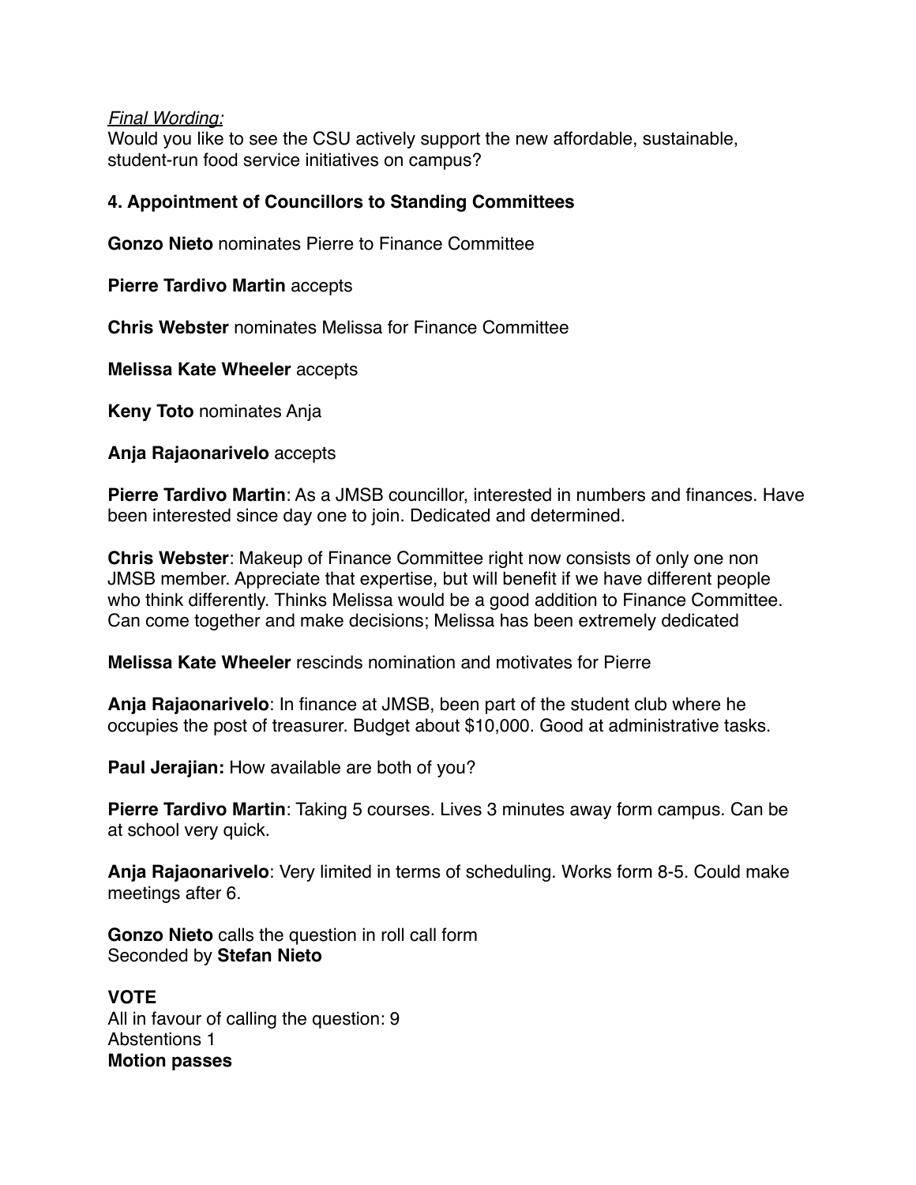*Final Wording:*
Would you like to see the CSU actively support the new affordable, sustainable, student-run food service initiatives on campus?

**4. Appointment of Councillors to Standing Committees**

**Gonzo Nieto** nominates Pierre to Finance Committee

**Pierre Tardivo Martin** accepts

**Chris Webster** nominates Melissa for Finance Committee

**Melissa Kate Wheeler** accepts

**Keny Toto** nominates Anja

**Anja Rajaonarivelo** accepts

**Pierre Tardivo Martin**: As a JMSB councillor, interested in numbers and finances. Have been interested since day one to join. Dedicated and determined.

**Chris Webster**: Makeup of Finance Committee right now consists of only one non JMSB member. Appreciate that expertise, but will benefit if we have different people who think differently. Thinks Melissa would be a good addition to Finance Committee. Can come together and make decisions; Melissa has been extremely dedicated

**Melissa Kate Wheeler** rescinds nomination and motivates for Pierre

**Anja Rajaonarivelo**: In finance at JMSB, been part of the student club where he occupies the post of treasurer. Budget about $10,000. Good at administrative tasks.

**Paul Jerajian:** How available are both of you?

**Pierre Tardivo Martin**: Taking 5 courses. Lives 3 minutes away form campus. Can be at school very quick.

**Anja Rajaonarivelo**: Very limited in terms of scheduling. Works form 8-5. Could make meetings after 6.

**Gonzo Nieto** calls the question in roll call form
Seconded by **Stefan Nieto**

**VOTE**
All in favour of calling the question: 9
Abstentions 1
**Motion passes**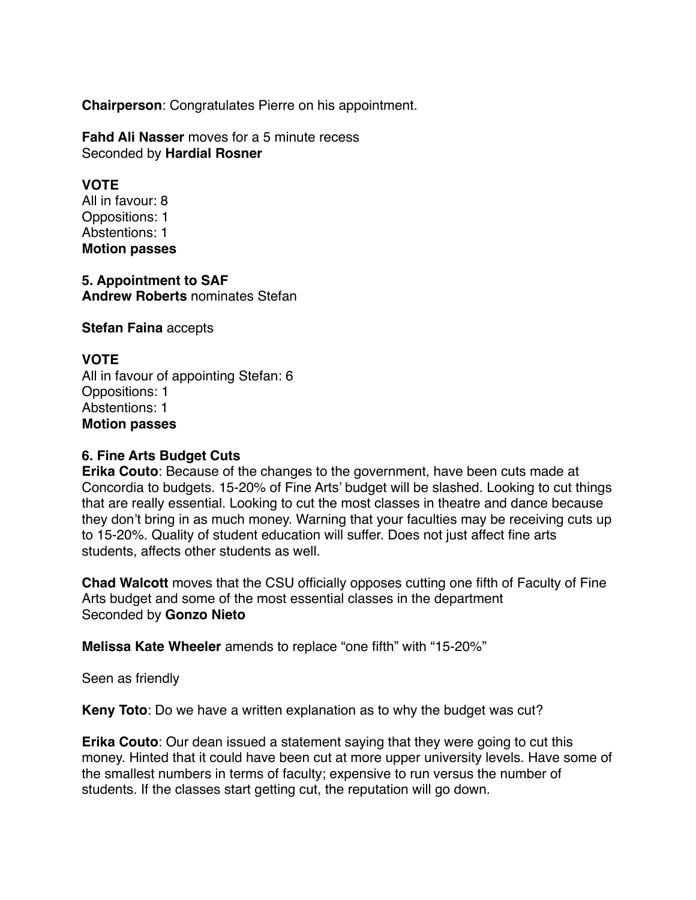**Chairperson**: Congratulates Pierre on his appointment.

**Fahd Ali Nasser** moves for a 5 minute recess
Seconded by **Hardial Rosner**

**VOTE**
All in favour: 8
Oppositions: 1
Abstentions: 1
**Motion passes**

**5. Appointment to SAF**
**Andrew Roberts** nominates Stefan

**Stefan Faina** accepts

**VOTE**
All in favour of appointing Stefan: 6
Oppositions: 1
Abstentions: 1
**Motion passes**

**6. Fine Arts Budget Cuts**
**Erika Couto**: Because of the changes to the government, have been cuts made at Concordia to budgets. 15-20% of Fine Arts' budget will be slashed. Looking to cut things that are really essential. Looking to cut the most classes in theatre and dance because they don't bring in as much money. Warning that your faculties may be receiving cuts up to 15-20%. Quality of student education will suffer. Does not just affect fine arts students, affects other students as well.

**Chad Walcott** moves that the CSU officially opposes cutting one fifth of Faculty of Fine Arts budget and some of the most essential classes in the department
Seconded by **Gonzo Nieto**

**Melissa Kate Wheeler** amends to replace "one fifth" with "15-20%"

Seen as friendly

**Keny Toto**: Do we have a written explanation as to why the budget was cut?

**Erika Couto**: Our dean issued a statement saying that they were going to cut this money. Hinted that it could have been cut at more upper university levels. Have some of the smallest numbers in terms of faculty; expensive to run versus the number of students. If the classes start getting cut, the reputation will go down.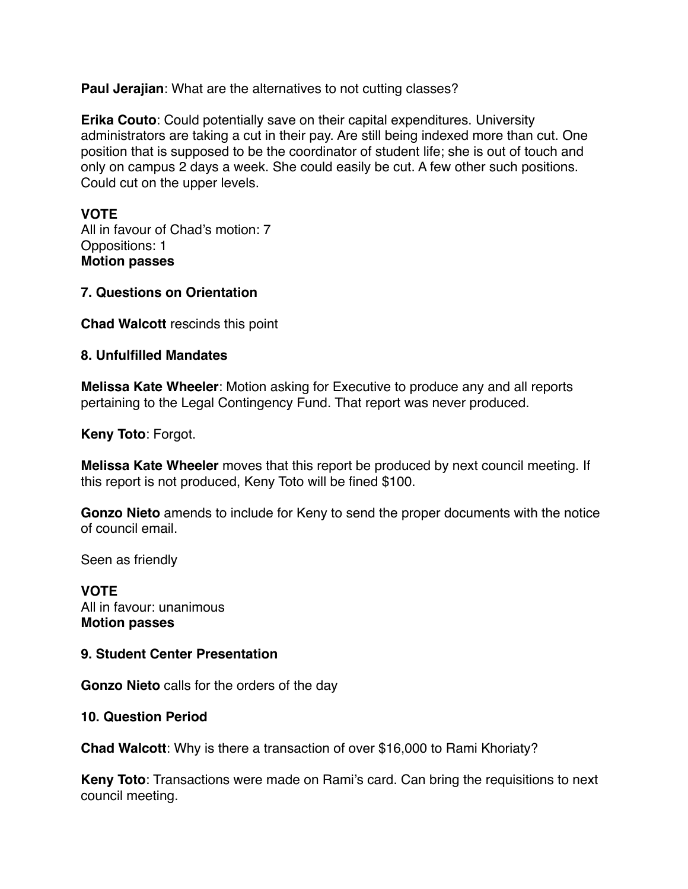**Paul Jerajian**: What are the alternatives to not cutting classes?

**Erika Couto**: Could potentially save on their capital expenditures. University administrators are taking a cut in their pay. Are still being indexed more than cut. One position that is supposed to be the coordinator of student life; she is out of touch and only on campus 2 days a week. She could easily be cut. A few other such positions. Could cut on the upper levels.

**VOTE**
All in favour of Chad's motion: 7
Oppositions: 1
**Motion passes**

**7. Questions on Orientation**

**Chad Walcott** rescinds this point

**8. Unfulfilled Mandates**

**Melissa Kate Wheeler**: Motion asking for Executive to produce any and all reports pertaining to the Legal Contingency Fund. That report was never produced.

**Keny Toto**: Forgot.

**Melissa Kate Wheeler** moves that this report be produced by next council meeting. If this report is not produced, Keny Toto will be fined $100.

**Gonzo Nieto** amends to include for Keny to send the proper documents with the notice of council email.

Seen as friendly

**VOTE**
All in favour: unanimous
**Motion passes**

**9. Student Center Presentation**

**Gonzo Nieto** calls for the orders of the day

**10. Question Period**

**Chad Walcott**: Why is there a transaction of over $16,000 to Rami Khoriaty?

**Keny Toto**: Transactions were made on Rami's card. Can bring the requisitions to next council meeting.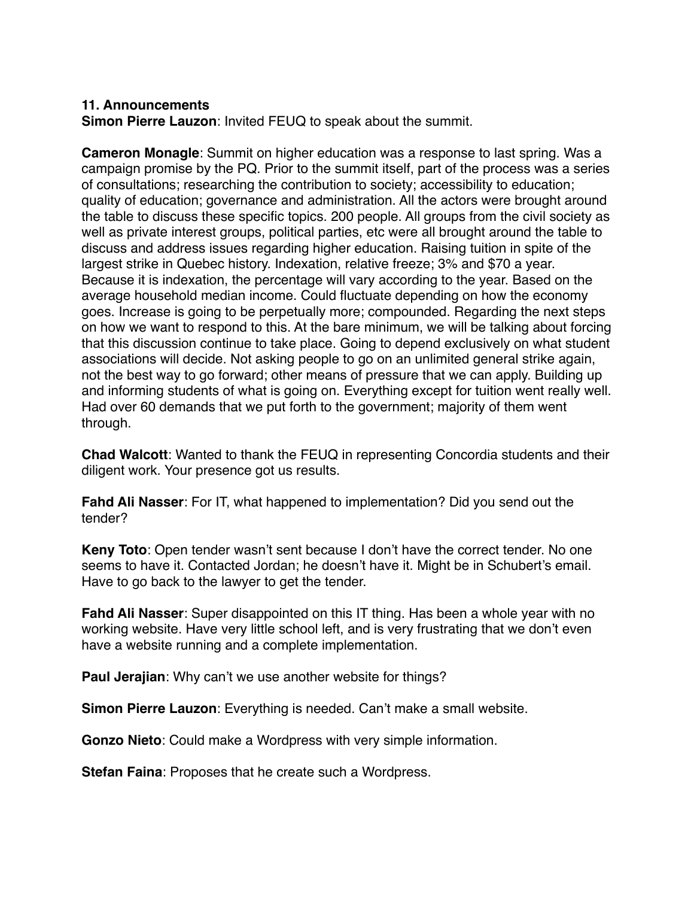**11. Announcements**

**Simon Pierre Lauzon**: Invited FEUQ to speak about the summit.

**Cameron Monagle**: Summit on higher education was a response to last spring. Was a campaign promise by the PQ. Prior to the summit itself, part of the process was a series of consultations; researching the contribution to society; accessibility to education; quality of education; governance and administration. All the actors were brought around the table to discuss these specific topics. 200 people. All groups from the civil society as well as private interest groups, political parties, etc were all brought around the table to discuss and address issues regarding higher education. Raising tuition in spite of the largest strike in Quebec history. Indexation, relative freeze; 3% and $70 a year. Because it is indexation, the percentage will vary according to the year. Based on the average household median income. Could fluctuate depending on how the economy goes. Increase is going to be perpetually more; compounded. Regarding the next steps on how we want to respond to this. At the bare minimum, we will be talking about forcing that this discussion continue to take place. Going to depend exclusively on what student associations will decide. Not asking people to go on an unlimited general strike again, not the best way to go forward; other means of pressure that we can apply. Building up and informing students of what is going on. Everything except for tuition went really well. Had over 60 demands that we put forth to the government; majority of them went through.

**Chad Walcott**: Wanted to thank the FEUQ in representing Concordia students and their diligent work. Your presence got us results.

**Fahd Ali Nasser**: For IT, what happened to implementation? Did you send out the tender?

**Keny Toto**: Open tender wasn't sent because I don't have the correct tender. No one seems to have it. Contacted Jordan; he doesn't have it. Might be in Schubert's email. Have to go back to the lawyer to get the tender.

**Fahd Ali Nasser**: Super disappointed on this IT thing. Has been a whole year with no working website. Have very little school left, and is very frustrating that we don't even have a website running and a complete implementation.

**Paul Jerajian**: Why can't we use another website for things?

**Simon Pierre Lauzon**: Everything is needed. Can't make a small website.

**Gonzo Nieto**: Could make a Wordpress with very simple information.

**Stefan Faina**: Proposes that he create such a Wordpress.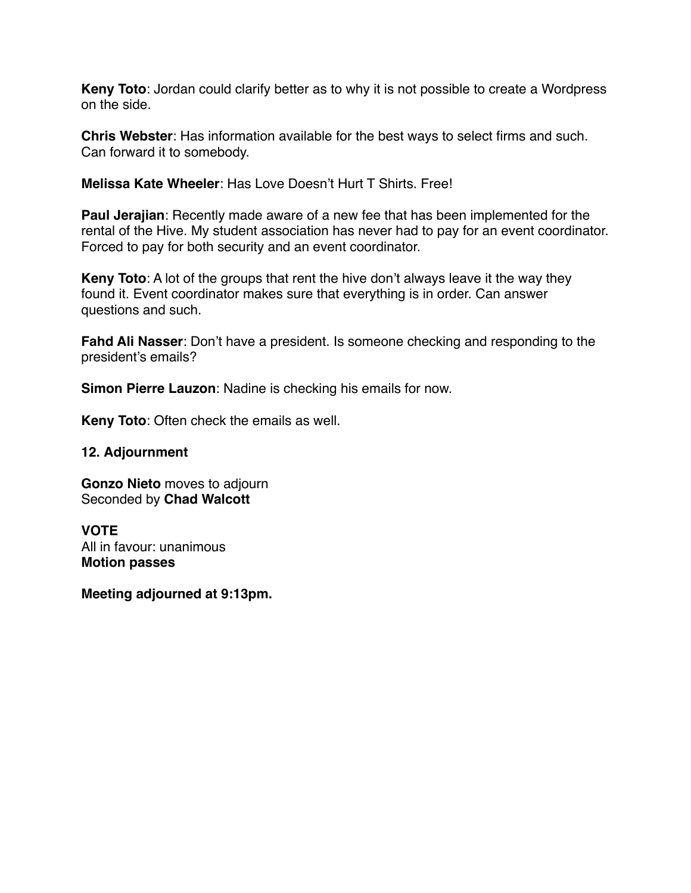**Keny Toto**: Jordan could clarify better as to why it is not possible to create a Wordpress on the side.

**Chris Webster**: Has information available for the best ways to select firms and such. Can forward it to somebody.

**Melissa Kate Wheeler**: Has Love Doesn't Hurt T Shirts. Free!

**Paul Jerajian**: Recently made aware of a new fee that has been implemented for the rental of the Hive. My student association has never had to pay for an event coordinator. Forced to pay for both security and an event coordinator.

**Keny Toto**: A lot of the groups that rent the hive don't always leave it the way they found it. Event coordinator makes sure that everything is in order. Can answer questions and such.

**Fahd Ali Nasser**: Don't have a president. Is someone checking and responding to the president's emails?

**Simon Pierre Lauzon**: Nadine is checking his emails for now.

**Keny Toto**: Often check the emails as well.

**12. Adjournment**

**Gonzo Nieto** moves to adjourn
Seconded by **Chad Walcott**

**VOTE**
All in favour: unanimous
**Motion passes**

**Meeting adjourned at 9:13pm.**